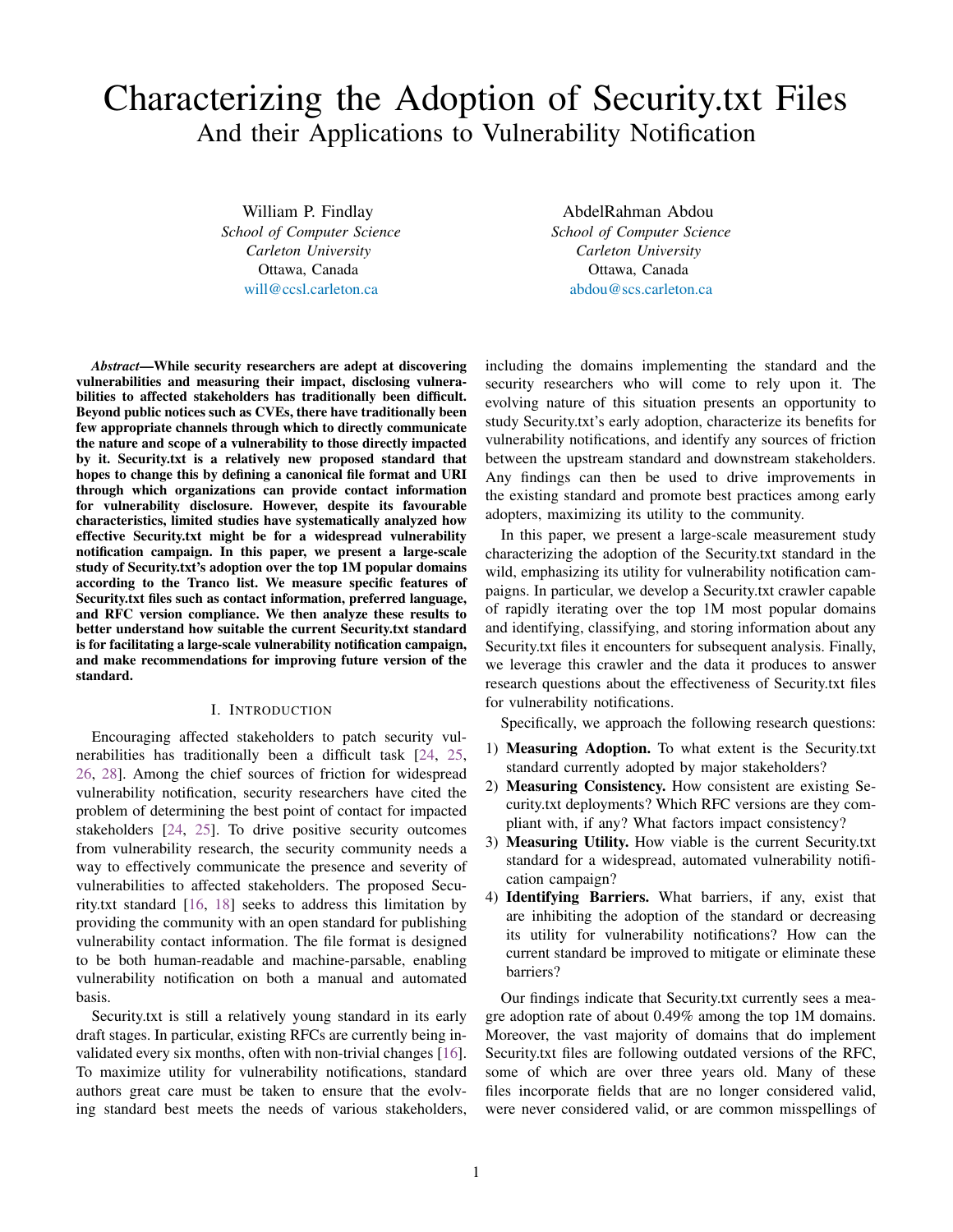# Characterizing the Adoption of Security.txt Files
## And their Applications to Vulnerability Notification

William P. Findlay
*School of Computer Science*
*Carleton University*
Ottawa, Canada
will@ccsl.carleton.ca

AbdelRahman Abdou
*School of Computer Science*
*Carleton University*
Ottawa, Canada
abdou@scs.carleton.ca

***Abstract*—While security researchers are adept at discovering vulnerabilities and measuring their impact, disclosing vulnerabilities to affected stakeholders has traditionally been difficult. Beyond public notices such as CVEs, there have traditionally been few appropriate channels through which to directly communicate the nature and scope of a vulnerability to those directly impacted by it. Security.txt is a relatively new proposed standard that hopes to change this by defining a canonical file format and URI through which organizations can provide contact information for vulnerability disclosure. However, despite its favourable characteristics, limited studies have systematically analyzed how effective Security.txt might be for a widespread vulnerability notification campaign. In this paper, we present a large-scale study of Security.txt's adoption over the top 1M popular domains according to the Tranco list. We measure specific features of Security.txt files such as contact information, preferred language, and RFC version compliance. We then analyze these results to better understand how suitable the current Security.txt standard is for facilitating a large-scale vulnerability notification campaign, and make recommendations for improving future version of the standard.**

## I. Introduction

Encouraging affected stakeholders to patch security vulnerabilities has traditionally been a difficult task [24, 25, 26, 28]. Among the chief sources of friction for widespread vulnerability notification, security researchers have cited the problem of determining the best point of contact for impacted stakeholders [24, 25]. To drive positive security outcomes from vulnerability research, the security community needs a way to effectively communicate the presence and severity of vulnerabilities to affected stakeholders. The proposed Security.txt standard [16, 18] seeks to address this limitation by providing the community with an open standard for publishing vulnerability contact information. The file format is designed to be both human-readable and machine-parsable, enabling vulnerability notification on both a manual and automated basis.

Security.txt is still a relatively young standard in its early draft stages. In particular, existing RFCs are currently being invalidated every six months, often with non-trivial changes [16]. To maximize utility for vulnerability notifications, standard authors great care must be taken to ensure that the evolving standard best meets the needs of various stakeholders, including the domains implementing the standard and the security researchers who will come to rely upon it. The evolving nature of this situation presents an opportunity to study Security.txt's early adoption, characterize its benefits for vulnerability notifications, and identify any sources of friction between the upstream standard and downstream stakeholders. Any findings can then be used to drive improvements in the existing standard and promote best practices among early adopters, maximizing its utility to the community.

In this paper, we present a large-scale measurement study characterizing the adoption of the Security.txt standard in the wild, emphasizing its utility for vulnerability notification campaigns. In particular, we develop a Security.txt crawler capable of rapidly iterating over the top 1M most popular domains and identifying, classifying, and storing information about any Security.txt files it encounters for subsequent analysis. Finally, we leverage this crawler and the data it produces to answer research questions about the effectiveness of Security.txt files for vulnerability notifications.

Specifically, we approach the following research questions:

1) **Measuring Adoption.** To what extent is the Security.txt standard currently adopted by major stakeholders?
2) **Measuring Consistency.** How consistent are existing Security.txt deployments? Which RFC versions are they compliant with, if any? What factors impact consistency?
3) **Measuring Utility.** How viable is the current Security.txt standard for a widespread, automated vulnerability notification campaign?
4) **Identifying Barriers.** What barriers, if any, exist that are inhibiting the adoption of the standard or decreasing its utility for vulnerability notifications? How can the current standard be improved to mitigate or eliminate these barriers?

Our findings indicate that Security.txt currently sees a meagre adoption rate of about 0.49% among the top 1M domains. Moreover, the vast majority of domains that do implement Security.txt files are following outdated versions of the RFC, some of which are over three years old. Many of these files incorporate fields that are no longer considered valid, were never considered valid, or are common misspellings of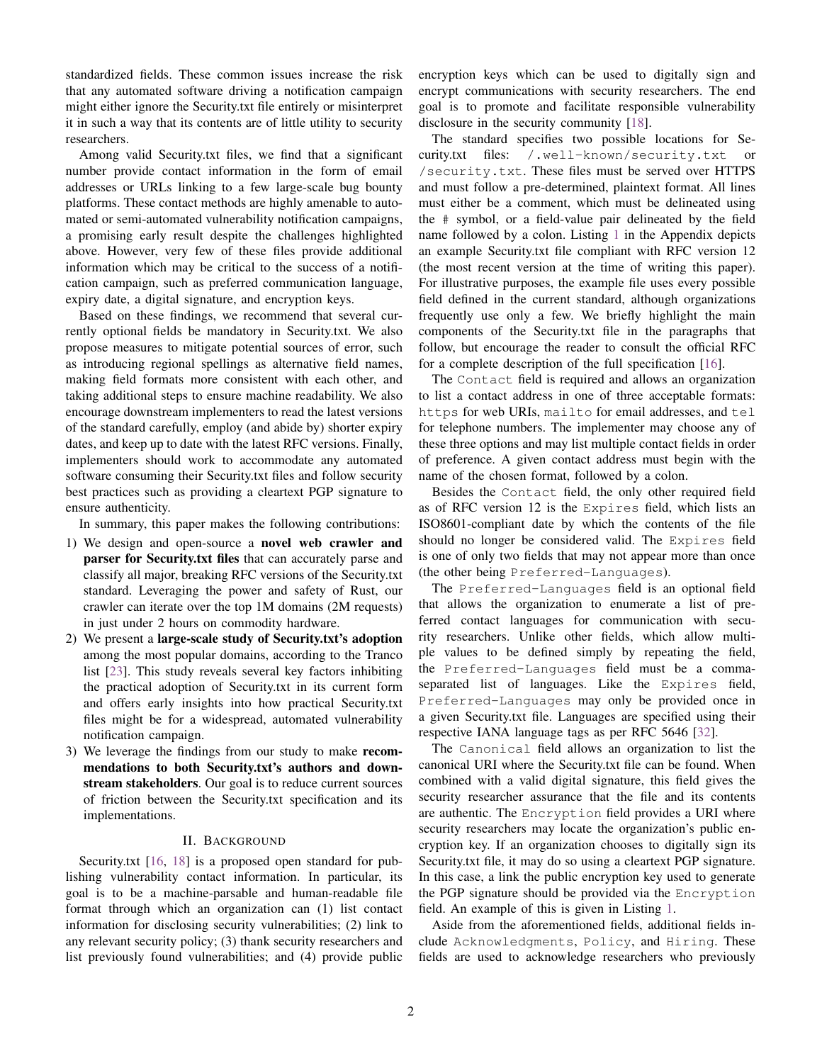standardized fields. These common issues increase the risk that any automated software driving a notification campaign might either ignore the Security.txt file entirely or misinterpret it in such a way that its contents are of little utility to security researchers.

Among valid Security.txt files, we find that a significant number provide contact information in the form of email addresses or URLs linking to a few large-scale bug bounty platforms. These contact methods are highly amenable to automated or semi-automated vulnerability notification campaigns, a promising early result despite the challenges highlighted above. However, very few of these files provide additional information which may be critical to the success of a notification campaign, such as preferred communication language, expiry date, a digital signature, and encryption keys.

Based on these findings, we recommend that several currently optional fields be mandatory in Security.txt. We also propose measures to mitigate potential sources of error, such as introducing regional spellings as alternative field names, making field formats more consistent with each other, and taking additional steps to ensure machine readability. We also encourage downstream implementers to read the latest versions of the standard carefully, employ (and abide by) shorter expiry dates, and keep up to date with the latest RFC versions. Finally, implementers should work to accommodate any automated software consuming their Security.txt files and follow security best practices such as providing a cleartext PGP signature to ensure authenticity.

In summary, this paper makes the following contributions:

1) We design and open-source a **novel web crawler and parser for Security.txt files** that can accurately parse and classify all major, breaking RFC versions of the Security.txt standard. Leveraging the power and safety of Rust, our crawler can iterate over the top 1M domains (2M requests) in just under 2 hours on commodity hardware.
2) We present a **large-scale study of Security.txt's adoption** among the most popular domains, according to the Tranco list [23]. This study reveals several key factors inhibiting the practical adoption of Security.txt in its current form and offers early insights into how practical Security.txt files might be for a widespread, automated vulnerability notification campaign.
3) We leverage the findings from our study to make **recommendations to both Security.txt's authors and downstream stakeholders**. Our goal is to reduce current sources of friction between the Security.txt specification and its implementations.

## II. Background

Security.txt [16, 18] is a proposed open standard for publishing vulnerability contact information. In particular, its goal is to be a machine-parsable and human-readable file format through which an organization can (1) list contact information for disclosing security vulnerabilities; (2) link to any relevant security policy; (3) thank security researchers and list previously found vulnerabilities; and (4) provide public encryption keys which can be used to digitally sign and encrypt communications with security researchers. The end goal is to promote and facilitate responsible vulnerability disclosure in the security community [18].

The standard specifies two possible locations for Security.txt files: `/.well-known/security.txt` or `/security.txt`. These files must be served over HTTPS and must follow a pre-determined, plaintext format. All lines must either be a comment, which must be delineated using the `#` symbol, or a field-value pair delineated by the field name followed by a colon. Listing 1 in the Appendix depicts an example Security.txt file compliant with RFC version 12 (the most recent version at the time of writing this paper). For illustrative purposes, the example file uses every possible field defined in the current standard, although organizations frequently use only a few. We briefly highlight the main components of the Security.txt file in the paragraphs that follow, but encourage the reader to consult the official RFC for a complete description of the full specification [16].

The `Contact` field is required and allows an organization to list a contact address in one of three acceptable formats: `https` for web URIs, `mailto` for email addresses, and `tel` for telephone numbers. The implementer may choose any of these three options and may list multiple contact fields in order of preference. A given contact address must begin with the name of the chosen format, followed by a colon.

Besides the `Contact` field, the only other required field as of RFC version 12 is the `Expires` field, which lists an ISO8601-compliant date by which the contents of the file should no longer be considered valid. The `Expires` field is one of only two fields that may not appear more than once (the other being `Preferred-Languages`).

The `Preferred-Languages` field is an optional field that allows the organization to enumerate a list of preferred contact languages for communication with security researchers. Unlike other fields, which allow multiple values to be defined simply by repeating the field, the `Preferred-Languages` field must be a comma-separated list of languages. Like the `Expires` field, `Preferred-Languages` may only be provided once in a given Security.txt file. Languages are specified using their respective IANA language tags as per RFC 5646 [32].

The `Canonical` field allows an organization to list the canonical URI where the Security.txt file can be found. When combined with a valid digital signature, this field gives the security researcher assurance that the file and its contents are authentic. The `Encryption` field provides a URI where security researchers may locate the organization's public encryption key. If an organization chooses to digitally sign its Security.txt file, it may do so using a cleartext PGP signature. In this case, a link the public encryption key used to generate the PGP signature should be provided via the `Encryption` field. An example of this is given in Listing 1.

Aside from the aforementioned fields, additional fields include `Acknowledgments`, `Policy`, and `Hiring`. These fields are used to acknowledge researchers who previously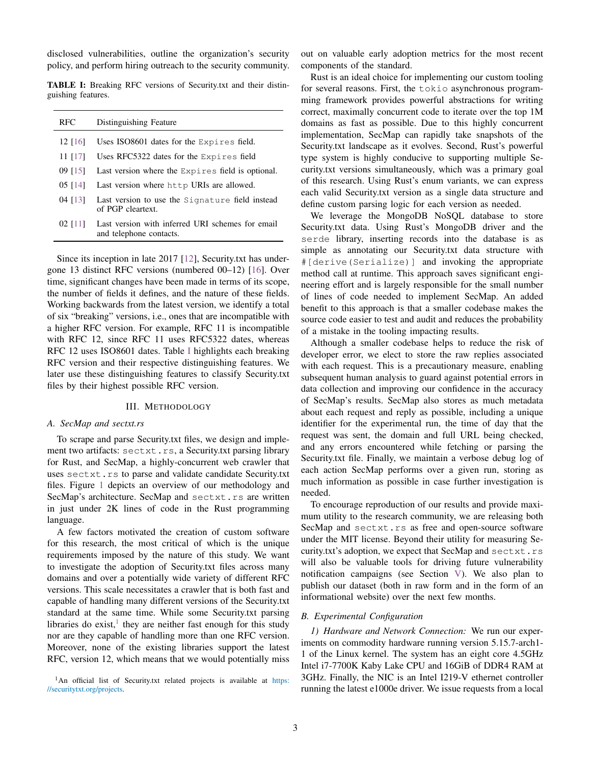disclosed vulnerabilities, outline the organization's security policy, and perform hiring outreach to the security community.

**TABLE I:** Breaking RFC versions of Security.txt and their distinguishing features.

| RFC | Distinguishing Feature |
|---|---|
| 12 [16] | Uses ISO8601 dates for the `Expires` field. |
| 11 [17] | Uses RFC5322 dates for the `Expires` field |
| 09 [15] | Last version where the `Expires` field is optional. |
| 05 [14] | Last version where `http` URIs are allowed. |
| 04 [13] | Last version to use the `Signature` field instead of PGP cleartext. |
| 02 [11] | Last version with inferred URI schemes for email and telephone contacts. |

Since its inception in late 2017 [12], Security.txt has undergone 13 distinct RFC versions (numbered 00–12) [16]. Over time, significant changes have been made in terms of its scope, the number of fields it defines, and the nature of these fields. Working backwards from the latest version, we identify a total of six "breaking" versions, i.e., ones that are incompatible with a higher RFC version. For example, RFC 11 is incompatible with RFC 12, since RFC 11 uses RFC5322 dates, whereas RFC 12 uses ISO8601 dates. Table I highlights each breaking RFC version and their respective distinguishing features. We later use these distinguishing features to classify Security.txt files by their highest possible RFC version.

## III. Methodology

### A. SecMap and sectxt.rs

To scrape and parse Security.txt files, we design and implement two artifacts: `sectxt.rs`, a Security.txt parsing library for Rust, and SecMap, a highly-concurrent web crawler that uses `sectxt.rs` to parse and validate candidate Security.txt files. Figure 1 depicts an overview of our methodology and SecMap's architecture. SecMap and `sectxt.rs` are written in just under 2K lines of code in the Rust programming language.

A few factors motivated the creation of custom software for this research, the most critical of which is the unique requirements imposed by the nature of this study. We want to investigate the adoption of Security.txt files across many domains and over a potentially wide variety of different RFC versions. This scale necessitates a crawler that is both fast and capable of handling many different versions of the Security.txt standard at the same time. While some Security.txt parsing libraries do exist,[1] they are neither fast enough for this study nor are they capable of handling more than one RFC version. Moreover, none of the existing libraries support the latest RFC, version 12, which means that we would potentially miss out on valuable early adoption metrics for the most recent components of the standard.

Rust is an ideal choice for implementing our custom tooling for several reasons. First, the `tokio` asynchronous programming framework provides powerful abstractions for writing correct, maximally concurrent code to iterate over the top 1M domains as fast as possible. Due to this highly concurrent implementation, SecMap can rapidly take snapshots of the Security.txt landscape as it evolves. Second, Rust's powerful type system is highly conducive to supporting multiple Security.txt versions simultaneously, which was a primary goal of this research. Using Rust's enum variants, we can express each valid Security.txt version as a single data structure and define custom parsing logic for each version as needed.

We leverage the MongoDB NoSQL database to store Security.txt data. Using Rust's MongoDB driver and the `serde` library, inserting records into the database is as simple as annotating our Security.txt data structure with `#[derive(Serialize)]` and invoking the appropriate method call at runtime. This approach saves significant engineering effort and is largely responsible for the small number of lines of code needed to implement SecMap. An added benefit to this approach is that a smaller codebase makes the source code easier to test and audit and reduces the probability of a mistake in the tooling impacting results.

Although a smaller codebase helps to reduce the risk of developer error, we elect to store the raw replies associated with each request. This is a precautionary measure, enabling subsequent human analysis to guard against potential errors in data collection and improving our confidence in the accuracy of SecMap's results. SecMap also stores as much metadata about each request and reply as possible, including a unique identifier for the experimental run, the time of day that the request was sent, the domain and full URL being checked, and any errors encountered while fetching or parsing the Security.txt file. Finally, we maintain a verbose debug log of each action SecMap performs over a given run, storing as much information as possible in case further investigation is needed.

To encourage reproduction of our results and provide maximum utility to the research community, we are releasing both SecMap and `sectxt.rs` as free and open-source software under the MIT license. Beyond their utility for measuring Security.txt's adoption, we expect that SecMap and `sectxt.rs` will also be valuable tools for driving future vulnerability notification campaigns (see Section V). We also plan to publish our dataset (both in raw form and in the form of an informational website) over the next few months.

### B. Experimental Configuration

*1) Hardware and Network Connection:* We run our experiments on commodity hardware running version 5.15.7-arch1-1 of the Linux kernel. The system has an eight core 4.5GHz Intel i7-7700K Kaby Lake CPU and 16GiB of DDR4 RAM at 3GHz. Finally, the NIC is an Intel I219-V ethernet controller running the latest e1000e driver. We issue requests from a local

[1] An official list of Security.txt related projects is available at https://securitytxt.org/projects.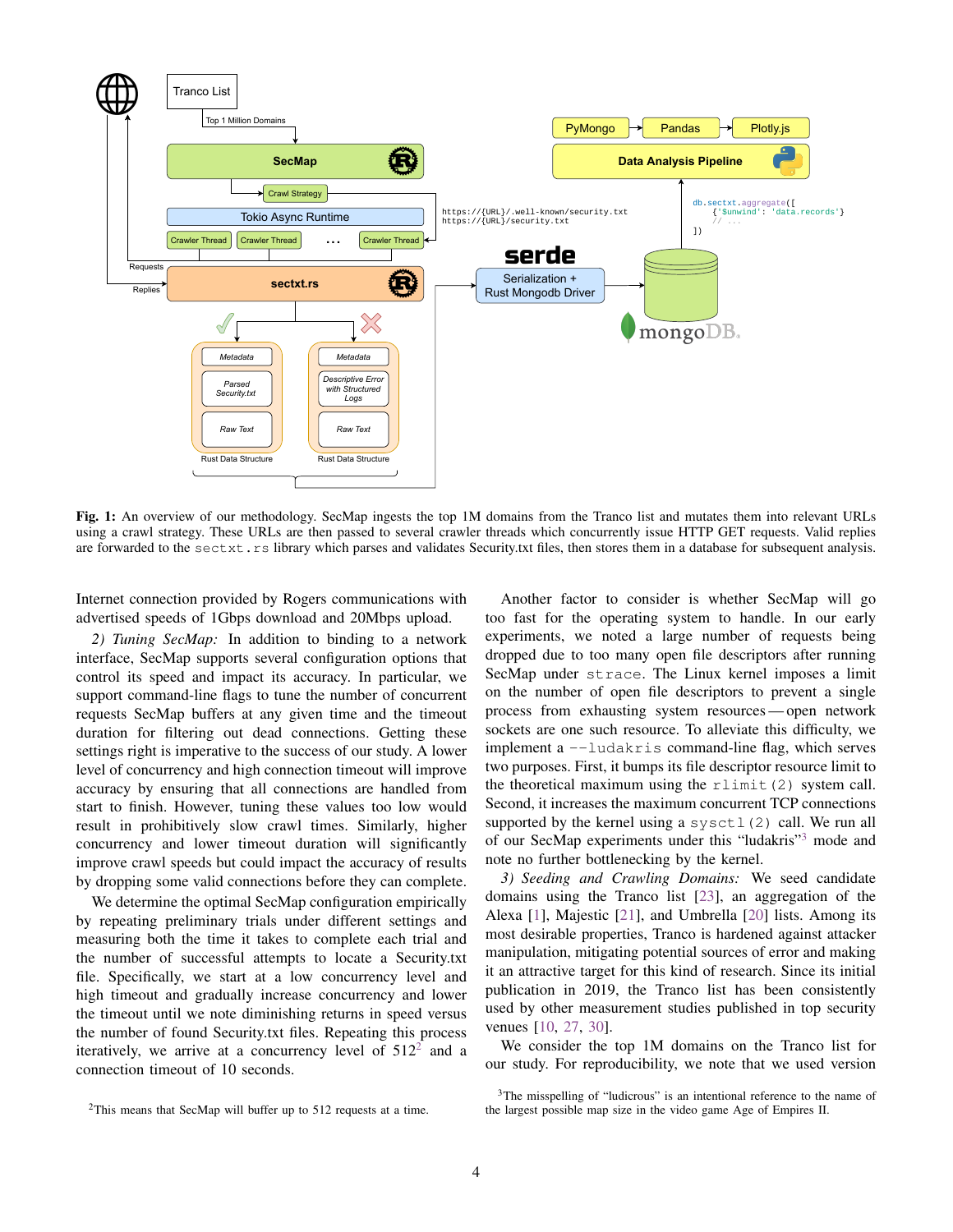**Fig. 1:** An overview of our methodology. SecMap ingests the top 1M domains from the Tranco list and mutates them into relevant URLs using a crawl strategy. These URLs are then passed to several crawler threads which concurrently issue HTTP GET requests. Valid replies are forwarded to the `sectxt.rs` library which parses and validates Security.txt files, then stores them in a database for subsequent analysis.

Internet connection provided by Rogers communications with advertised speeds of 1Gbps download and 20Mbps upload.

*2) Tuning SecMap:* In addition to binding to a network interface, SecMap supports several configuration options that control its speed and impact its accuracy. In particular, we support command-line flags to tune the number of concurrent requests SecMap buffers at any given time and the timeout duration for filtering out dead connections. Getting these settings right is imperative to the success of our study. A lower level of concurrency and high connection timeout will improve accuracy by ensuring that all connections are handled from start to finish. However, tuning these values too low would result in prohibitively slow crawl times. Similarly, higher concurrency and lower timeout duration will significantly improve crawl speeds but could impact the accuracy of results by dropping some valid connections before they can complete.

We determine the optimal SecMap configuration empirically by repeating preliminary trials under different settings and measuring both the time it takes to complete each trial and the number of successful attempts to locate a Security.txt file. Specifically, we start at a low concurrency level and high timeout and gradually increase concurrency and lower the timeout until we note diminishing returns in speed versus the number of found Security.txt files. Repeating this process iteratively, we arrive at a concurrency level of 512[2] and a connection timeout of 10 seconds.

Another factor to consider is whether SecMap will go too fast for the operating system to handle. In our early experiments, we noted a large number of requests being dropped due to too many open file descriptors after running SecMap under `strace`. The Linux kernel imposes a limit on the number of open file descriptors to prevent a single process from exhausting system resources — open network sockets are one such resource. To alleviate this difficulty, we implement a `--ludakris` command-line flag, which serves two purposes. First, it bumps its file descriptor resource limit to the theoretical maximum using the `rlimit(2)` system call. Second, it increases the maximum concurrent TCP connections supported by the kernel using a `sysctl(2)` call. We run all of our SecMap experiments under this "ludakris"[3] mode and note no further bottlenecking by the kernel.

*3) Seeding and Crawling Domains:* We seed candidate domains using the Tranco list [23], an aggregation of the Alexa [1], Majestic [21], and Umbrella [20] lists. Among its most desirable properties, Tranco is hardened against attacker manipulation, mitigating potential sources of error and making it an attractive target for this kind of research. Since its initial publication in 2019, the Tranco list has been consistently used by other measurement studies published in top security venues [10, 27, 30].

We consider the top 1M domains on the Tranco list for our study. For reproducibility, we note that we used version

[2]This means that SecMap will buffer up to 512 requests at a time.

[3]The misspelling of "ludicrous" is an intentional reference to the name of the largest possible map size in the video game Age of Empires II.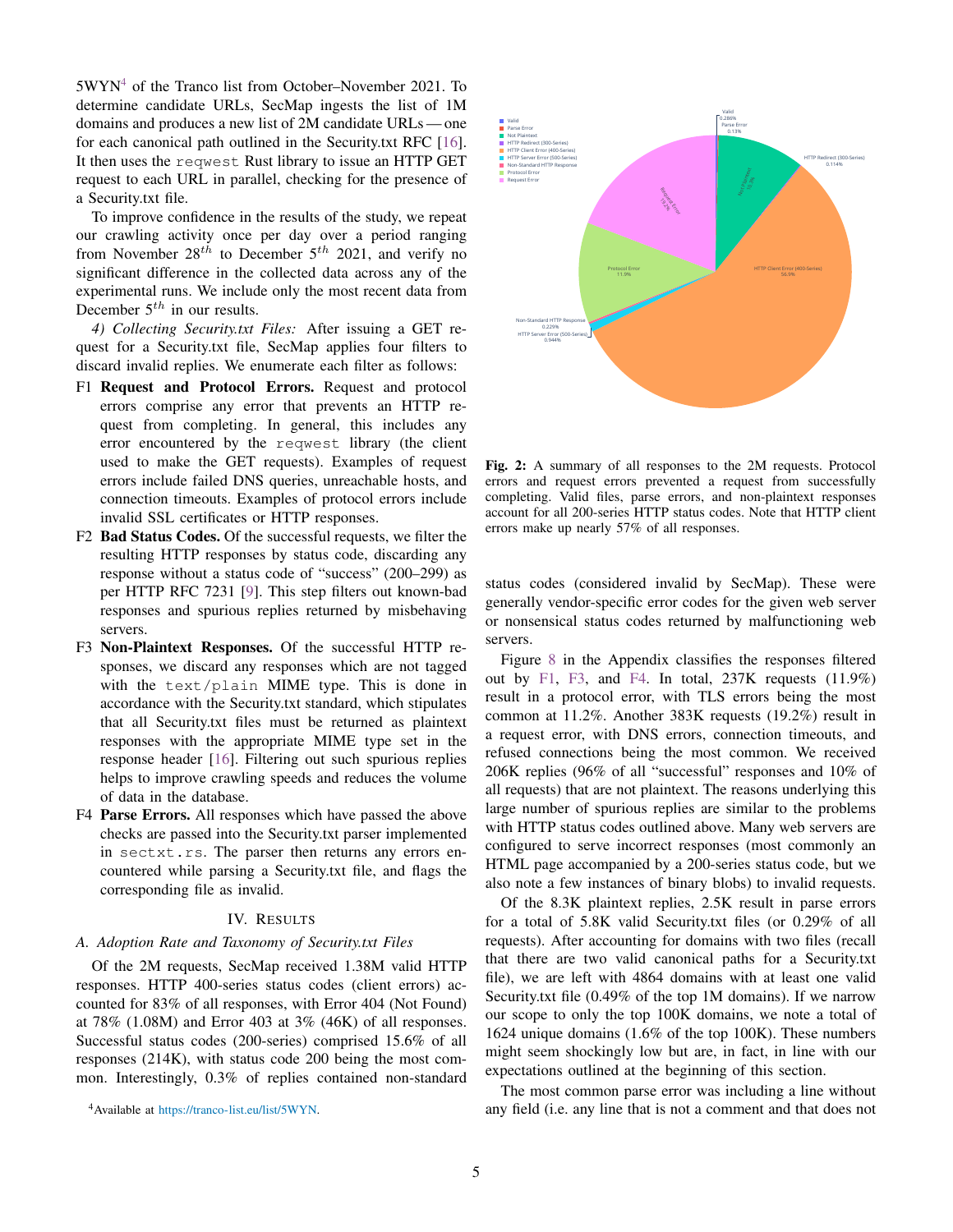5WYN[4] of the Tranco list from October–November 2021. To determine candidate URLs, SecMap ingests the list of 1M domains and produces a new list of 2M candidate URLs — one for each canonical path outlined in the Security.txt RFC [16]. It then uses the `reqwest` Rust library to issue an HTTP GET request to each URL in parallel, checking for the presence of a Security.txt file.

To improve confidence in the results of the study, we repeat our crawling activity once per day over a period ranging from November $28^{th}$ to December $5^{th}$ 2021, and verify no significant difference in the collected data across any of the experimental runs. We include only the most recent data from December $5^{th}$ in our results.

*4) Collecting Security.txt Files:* After issuing a GET request for a Security.txt file, SecMap applies four filters to discard invalid replies. We enumerate each filter as follows:

- F1 **Request and Protocol Errors.** Request and protocol errors comprise any error that prevents an HTTP request from completing. In general, this includes any error encountered by the `reqwest` library (the client used to make the GET requests). Examples of request errors include failed DNS queries, unreachable hosts, and connection timeouts. Examples of protocol errors include invalid SSL certificates or HTTP responses.
- F2 **Bad Status Codes.** Of the successful requests, we filter the resulting HTTP responses by status code, discarding any response without a status code of "success" (200–299) as per HTTP RFC 7231 [9]. This step filters out known-bad responses and spurious replies returned by misbehaving servers.
- F3 **Non-Plaintext Responses.** Of the successful HTTP responses, we discard any responses which are not tagged with the `text/plain` MIME type. This is done in accordance with the Security.txt standard, which stipulates that all Security.txt files must be returned as plaintext responses with the appropriate MIME type set in the response header [16]. Filtering out such spurious replies helps to improve crawling speeds and reduces the volume of data in the database.
- F4 **Parse Errors.** All responses which have passed the above checks are passed into the Security.txt parser implemented in `sectxt.rs`. The parser then returns any errors encountered while parsing a Security.txt file, and flags the corresponding file as invalid.

## IV. Results

### A. Adoption Rate and Taxonomy of Security.txt Files

Of the 2M requests, SecMap received 1.38M valid HTTP responses. HTTP 400-series status codes (client errors) accounted for 83% of all responses, with Error 404 (Not Found) at 78% (1.08M) and Error 403 at 3% (46K) of all responses. Successful status codes (200-series) comprised 15.6% of all responses (214K), with status code 200 being the most common. Interestingly, 0.3% of replies contained non-standard status codes (considered invalid by SecMap). These were generally vendor-specific error codes for the given web server or nonsensical status codes returned by malfunctioning web servers.

[4]Available at https://tranco-list.eu/list/5WYN.

Valid 0.286% · Parse Error 0.13% · Not Plaintext 10.3% · HTTP Redirect (300-Series) 0.114% · HTTP Client Error (400-Series) 56.9% · HTTP Server Error (500-Series) 0.944% · Non-Standard HTTP Response 0.229% · Protocol Error 11.9% · Request Error 19.2%

**Fig. 2:** A summary of all responses to the 2M requests. Protocol errors and request errors prevented a request from successfully completing. Valid files, parse errors, and non-plaintext responses account for all 200-series HTTP status codes. Note that HTTP client errors make up nearly 57% of all responses.

Figure 8 in the Appendix classifies the responses filtered out by F1, F3, and F4. In total, 237K requests (11.9%) result in a protocol error, with TLS errors being the most common at 11.2%. Another 383K requests (19.2%) result in a request error, with DNS errors, connection timeouts, and refused connections being the most common. We received 206K replies (96% of all "successful" responses and 10% of all requests) that are not plaintext. The reasons underlying this large number of spurious replies are similar to the problems with HTTP status codes outlined above. Many web servers are configured to serve incorrect responses (most commonly an HTML page accompanied by a 200-series status code, but we also note a few instances of binary blobs) to invalid requests.

Of the 8.3K plaintext replies, 2.5K result in parse errors for a total of 5.8K valid Security.txt files (or 0.29% of all requests). After accounting for domains with two files (recall that there are two valid canonical paths for a Security.txt file), we are left with 4864 domains with at least one valid Security.txt file (0.49% of the top 1M domains). If we narrow our scope to only the top 100K domains, we note a total of 1624 unique domains (1.6% of the top 100K). These numbers might seem shockingly low but are, in fact, in line with our expectations outlined at the beginning of this section.

The most common parse error was including a line without any field (i.e. any line that is not a comment and that does not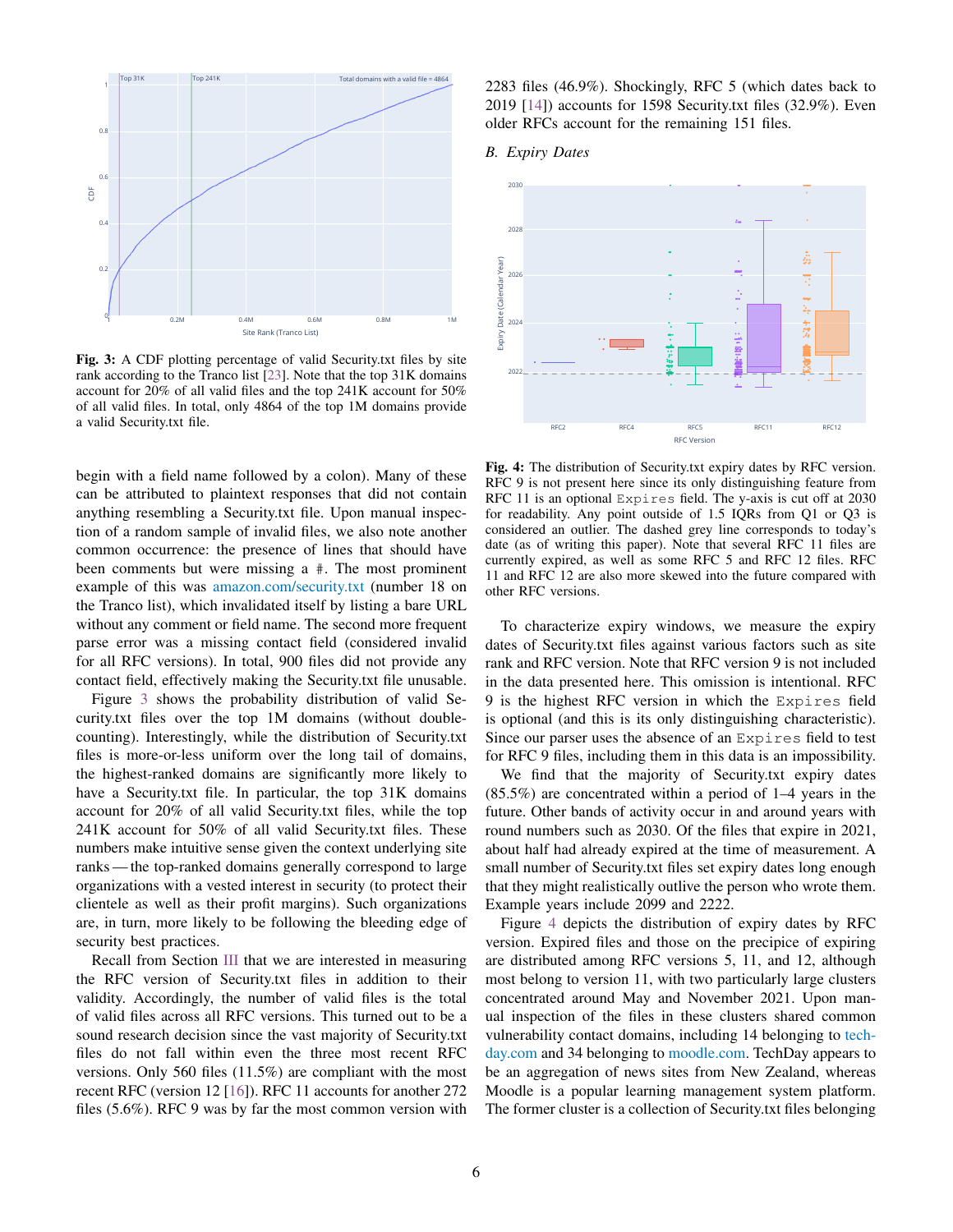**Fig. 3:** A CDF plotting percentage of valid Security.txt files by site rank according to the Tranco list [23]. Note that the top 31K domains account for 20% of all valid files and the top 241K account for 50% of all valid files. In total, only 4864 of the top 1M domains provide a valid Security.txt file.

begin with a field name followed by a colon). Many of these can be attributed to plaintext responses that did not contain anything resembling a Security.txt file. Upon manual inspection of a random sample of invalid files, we also note another common occurrence: the presence of lines that should have been comments but were missing a #. The most prominent example of this was amazon.com/security.txt (number 18 on the Tranco list), which invalidated itself by listing a bare URL without any comment or field name. The second more frequent parse error was a missing contact field (considered invalid for all RFC versions). In total, 900 files did not provide any contact field, effectively making the Security.txt file unusable.

Figure 3 shows the probability distribution of valid Security.txt files over the top 1M domains (without double-counting). Interestingly, while the distribution of Security.txt files is more-or-less uniform over the long tail of domains, the highest-ranked domains are significantly more likely to have a Security.txt file. In particular, the top 31K domains account for 20% of all valid Security.txt files, while the top 241K account for 50% of all valid Security.txt files. These numbers make intuitive sense given the context underlying site ranks — the top-ranked domains generally correspond to large organizations with a vested interest in security (to protect their clientele as well as their profit margins). Such organizations are, in turn, more likely to be following the bleeding edge of security best practices.

Recall from Section III that we are interested in measuring the RFC version of Security.txt files in addition to their validity. Accordingly, the number of valid files is the total of valid files across all RFC versions. This turned out to be a sound research decision since the vast majority of Security.txt files do not fall within even the three most recent RFC versions. Only 560 files (11.5%) are compliant with the most recent RFC (version 12 [16]). RFC 11 accounts for another 272 files (5.6%). RFC 9 was by far the most common version with 2283 files (46.9%). Shockingly, RFC 5 (which dates back to 2019 [14]) accounts for 1598 Security.txt files (32.9%). Even older RFCs account for the remaining 151 files.

## B. Expiry Dates

**Fig. 4:** The distribution of Security.txt expiry dates by RFC version. RFC 9 is not present here since its only distinguishing feature from RFC 11 is an optional `Expires` field. The y-axis is cut off at 2030 for readability. Any point outside of 1.5 IQRs from Q1 or Q3 is considered an outlier. The dashed grey line corresponds to today's date (as of writing this paper). Note that several RFC 11 files are currently expired, as well as some RFC 5 and RFC 12 files. RFC 11 and RFC 12 are also more skewed into the future compared with other RFC versions.

To characterize expiry windows, we measure the expiry dates of Security.txt files against various factors such as site rank and RFC version. Note that RFC version 9 is not included in the data presented here. This omission is intentional. RFC 9 is the highest RFC version in which the `Expires` field is optional (and this is its only distinguishing characteristic). Since our parser uses the absence of an `Expires` field to test for RFC 9 files, including them in this data is an impossibility.

We find that the majority of Security.txt expiry dates (85.5%) are concentrated within a period of 1–4 years in the future. Other bands of activity occur in and around years with round numbers such as 2030. Of the files that expire in 2021, about half had already expired at the time of measurement. A small number of Security.txt files set expiry dates long enough that they might realistically outlive the person who wrote them. Example years include 2099 and 2222.

Figure 4 depicts the distribution of expiry dates by RFC version. Expired files and those on the precipice of expiring are distributed among RFC versions 5, 11, and 12, although most belong to version 11, with two particularly large clusters concentrated around May and November 2021. Upon manual inspection of the files in these clusters shared common vulnerability contact domains, including 14 belonging to techday.com and 34 belonging to moodle.com. TechDay appears to be an aggregation of news sites from New Zealand, whereas Moodle is a popular learning management system platform. The former cluster is a collection of Security.txt files belonging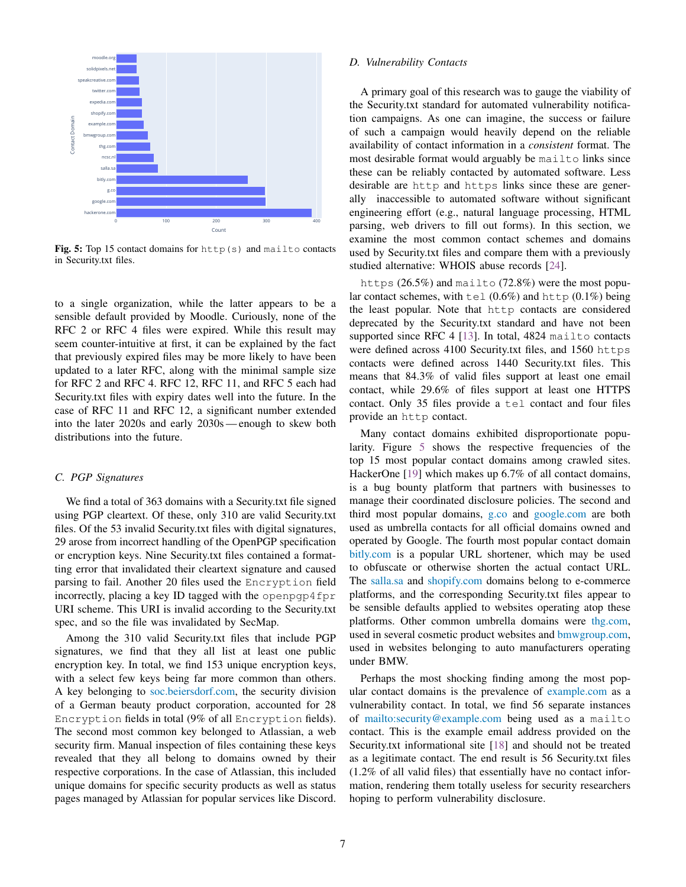Fig. 5: Top 15 contact domains for `http(s)` and `mailto` contacts in Security.txt files.

to a single organization, while the latter appears to be a sensible default provided by Moodle. Curiously, none of the RFC 2 or RFC 4 files were expired. While this result may seem counter-intuitive at first, it can be explained by the fact that previously expired files may be more likely to have been updated to a later RFC, along with the minimal sample size for RFC 2 and RFC 4. RFC 12, RFC 11, and RFC 5 each had Security.txt files with expiry dates well into the future. In the case of RFC 11 and RFC 12, a significant number extended into the later 2020s and early 2030s — enough to skew both distributions into the future.

### C. PGP Signatures

We find a total of 363 domains with a Security.txt file signed using PGP cleartext. Of these, only 310 are valid Security.txt files. Of the 53 invalid Security.txt files with digital signatures, 29 arose from incorrect handling of the OpenPGP specification or encryption keys. Nine Security.txt files contained a formatting error that invalidated their cleartext signature and caused parsing to fail. Another 20 files used the `Encryption` field incorrectly, placing a key ID tagged with the `openpgp4fpr` URI scheme. This URI is invalid according to the Security.txt spec, and so the file was invalidated by SecMap.

Among the 310 valid Security.txt files that include PGP signatures, we find that they all list at least one public encryption key. In total, we find 153 unique encryption keys, with a select few keys being far more common than others. A key belonging to soc.beiersdorf.com, the security division of a German beauty product corporation, accounted for 28 `Encryption` fields in total (9% of all `Encryption` fields). The second most common key belonged to Atlassian, a web security firm. Manual inspection of files containing these keys revealed that they all belong to domains owned by their respective corporations. In the case of Atlassian, this included unique domains for specific security products as well as status pages managed by Atlassian for popular services like Discord.

### D. Vulnerability Contacts

A primary goal of this research was to gauge the viability of the Security.txt standard for automated vulnerability notification campaigns. As one can imagine, the success or failure of such a campaign would heavily depend on the reliable availability of contact information in a *consistent* format. The most desirable format would arguably be `mailto` links since these can be reliably contacted by automated software. Less desirable are `http` and `https` links since these are generally inaccessible to automated software without significant engineering effort (e.g., natural language processing, HTML parsing, web drivers to fill out forms). In this section, we examine the most common contact schemes and domains used by Security.txt files and compare them with a previously studied alternative: WHOIS abuse records [24].

`https` (26.5%) and `mailto` (72.8%) were the most popular contact schemes, with `tel` (0.6%) and `http` (0.1%) being the least popular. Note that `http` contacts are considered deprecated by the Security.txt standard and have not been supported since RFC 4 [13]. In total, 4824 `mailto` contacts were defined across 4100 Security.txt files, and 1560 `https` contacts were defined across 1440 Security.txt files. This means that 84.3% of valid files support at least one email contact, while 29.6% of files support at least one HTTPS contact. Only 35 files provide a `tel` contact and four files provide an `http` contact.

Many contact domains exhibited disproportionate popularity. Figure 5 shows the respective frequencies of the top 15 most popular contact domains among crawled sites. HackerOne [19] which makes up 6.7% of all contact domains, is a bug bounty platform that partners with businesses to manage their coordinated disclosure policies. The second and third most popular domains, g.co and google.com are both used as umbrella contacts for all official domains owned and operated by Google. The fourth most popular contact domain bitly.com is a popular URL shortener, which may be used to obfuscate or otherwise shorten the actual contact URL. The salla.sa and shopify.com domains belong to e-commerce platforms, and the corresponding Security.txt files appear to be sensible defaults applied to websites operating atop these platforms. Other common umbrella domains were thg.com, used in several cosmetic product websites and bmwgroup.com, used in websites belonging to auto manufacturers operating under BMW.

Perhaps the most shocking finding among the most popular contact domains is the prevalence of example.com as a vulnerability contact. In total, we find 56 separate instances of mailto:security@example.com being used as a `mailto` contact. This is the example email address provided on the Security.txt informational site [18] and should not be treated as a legitimate contact. The end result is 56 Security.txt files (1.2% of all valid files) that essentially have no contact information, rendering them totally useless for security researchers hoping to perform vulnerability disclosure.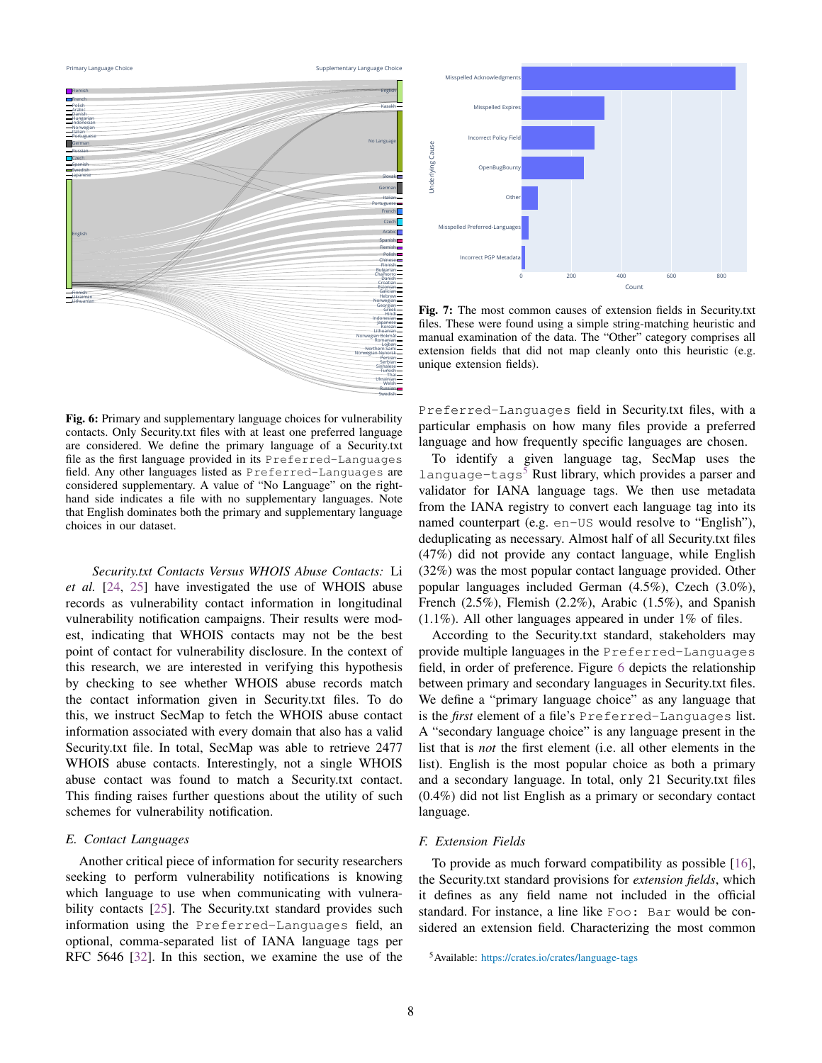Fig. 6: Primary and supplementary language choices for vulnerability contacts. Only Security.txt files with at least one preferred language are considered. We define the primary language of a Security.txt file as the first language provided in its `Preferred-Languages` field. Any other languages listed as `Preferred-Languages` are considered supplementary. A value of "No Language" on the right-hand side indicates a file with no supplementary languages. Note that English dominates both the primary and supplementary language choices in our dataset.

Fig. 7: The most common causes of extension fields in Security.txt files. These were found using a simple string-matching heuristic and manual examination of the data. The "Other" category comprises all extension fields that did not map cleanly onto this heuristic (e.g. unique extension fields).

*Security.txt Contacts Versus WHOIS Abuse Contacts:* Li *et al.* [24, 25] have investigated the use of WHOIS abuse records as vulnerability contact information in longitudinal vulnerability notification campaigns. Their results were modest, indicating that WHOIS contacts may not be the best point of contact for vulnerability disclosure. In the context of this research, we are interested in verifying this hypothesis by checking to see whether WHOIS abuse records match the contact information given in Security.txt files. To do this, we instruct SecMap to fetch the WHOIS abuse contact information associated with every domain that also has a valid Security.txt file. In total, SecMap was able to retrieve 2477 WHOIS abuse contacts. Interestingly, not a single WHOIS abuse contact was found to match a Security.txt contact. This finding raises further questions about the utility of such schemes for vulnerability notification.

### E. Contact Languages

Another critical piece of information for security researchers seeking to perform vulnerability notifications is knowing which language to use when communicating with vulnerability contacts [25]. The Security.txt standard provides such information using the `Preferred-Languages` field, an optional, comma-separated list of IANA language tags per RFC 5646 [32]. In this section, we examine the use of the `Preferred-Languages` field in Security.txt files, with a particular emphasis on how many files provide a preferred language and how frequently specific languages are chosen.

To identify a given language tag, SecMap uses the `language-tags`[5] Rust library, which provides a parser and validator for IANA language tags. We then use metadata from the IANA registry to convert each language tag into its named counterpart (e.g. `en-US` would resolve to "English"), deduplicating as necessary. Almost half of all Security.txt files (47%) did not provide any contact language, while English (32%) was the most popular contact language provided. Other popular languages included German (4.5%), Czech (3.0%), French (2.5%), Flemish (2.2%), Arabic (1.5%), and Spanish (1.1%). All other languages appeared in under 1% of files.

According to the Security.txt standard, stakeholders may provide multiple languages in the `Preferred-Languages` field, in order of preference. Figure 6 depicts the relationship between primary and secondary languages in Security.txt files. We define a "primary language choice" as any language that is the *first* element of a file's `Preferred-Languages` list. A "secondary language choice" is any language present in the list that is *not* the first element (i.e. all other elements in the list). English is the most popular choice as both a primary and a secondary language. In total, only 21 Security.txt files (0.4%) did not list English as a primary or secondary contact language.

### F. Extension Fields

To provide as much forward compatibility as possible [16], the Security.txt standard provisions for *extension fields*, which it defines as any field name not included in the official standard. For instance, a line like `Foo: Bar` would be considered an extension field. Characterizing the most common

[5] Available: https://crates.io/crates/language-tags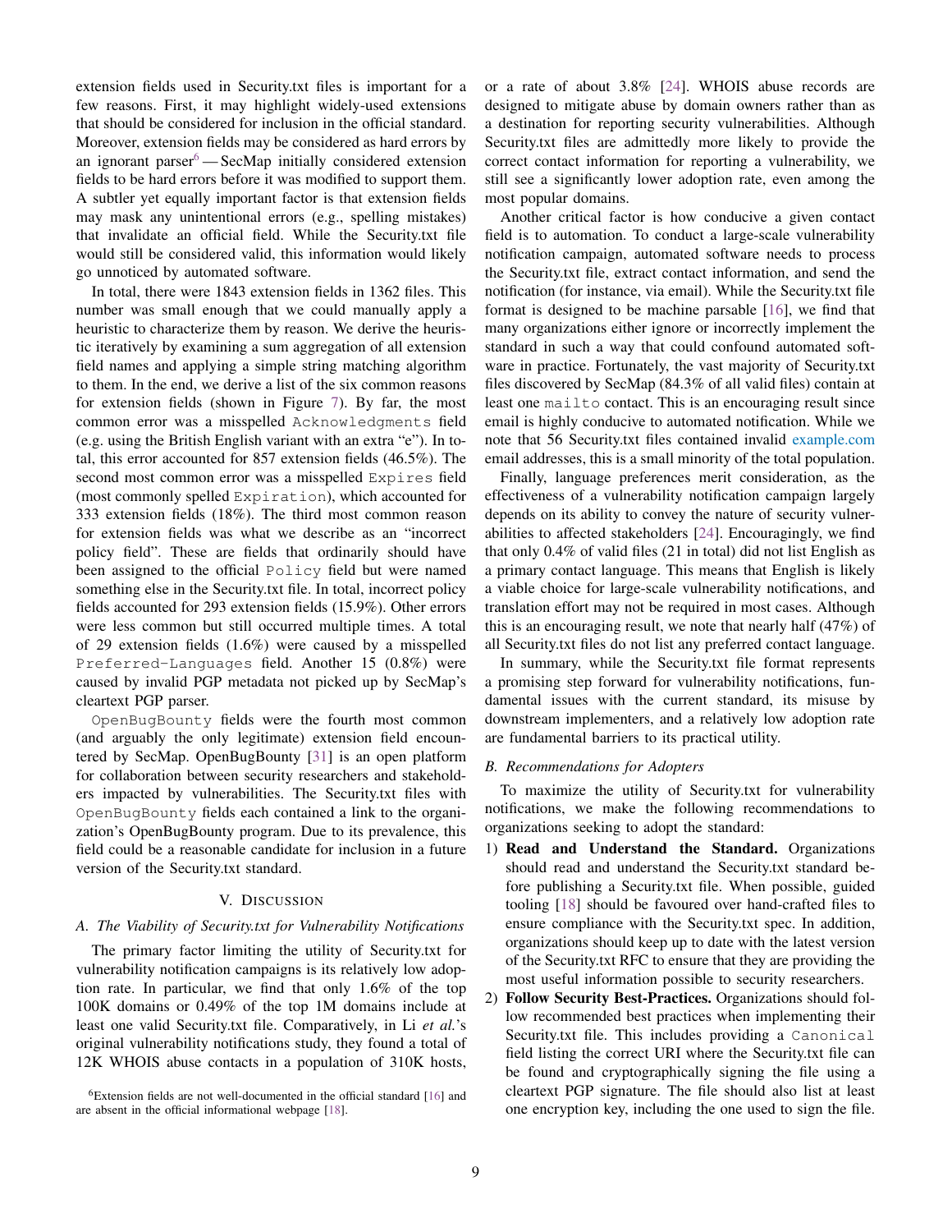extension fields used in Security.txt files is important for a few reasons. First, it may highlight widely-used extensions that should be considered for inclusion in the official standard. Moreover, extension fields may be considered as hard errors by an ignorant parser[6] — SecMap initially considered extension fields to be hard errors before it was modified to support them. A subtler yet equally important factor is that extension fields may mask any unintentional errors (e.g., spelling mistakes) that invalidate an official field. While the Security.txt file would still be considered valid, this information would likely go unnoticed by automated software.

In total, there were 1843 extension fields in 1362 files. This number was small enough that we could manually apply a heuristic to characterize them by reason. We derive the heuristic iteratively by examining a sum aggregation of all extension field names and applying a simple string matching algorithm to them. In the end, we derive a list of the six common reasons for extension fields (shown in Figure 7). By far, the most common error was a misspelled `Acknowledgments` field (e.g. using the British English variant with an extra "e"). In total, this error accounted for 857 extension fields (46.5%). The second most common error was a misspelled `Expires` field (most commonly spelled `Expiration`), which accounted for 333 extension fields (18%). The third most common reason for extension fields was what we describe as an "incorrect policy field". These are fields that ordinarily should have been assigned to the official `Policy` field but were named something else in the Security.txt file. In total, incorrect policy fields accounted for 293 extension fields (15.9%). Other errors were less common but still occurred multiple times. A total of 29 extension fields (1.6%) were caused by a misspelled `Preferred-Languages` field. Another 15 (0.8%) were caused by invalid PGP metadata not picked up by SecMap's cleartext PGP parser.

`OpenBugBounty` fields were the fourth most common (and arguably the only legitimate) extension field encountered by SecMap. OpenBugBounty [31] is an open platform for collaboration between security researchers and stakeholders impacted by vulnerabilities. The Security.txt files with `OpenBugBounty` fields each contained a link to the organization's OpenBugBounty program. Due to its prevalence, this field could be a reasonable candidate for inclusion in a future version of the Security.txt standard.

[6] Extension fields are not well-documented in the official standard [16] and are absent in the official informational webpage [18].

## V. Discussion

### A. The Viability of Security.txt for Vulnerability Notifications

The primary factor limiting the utility of Security.txt for vulnerability notification campaigns is its relatively low adoption rate. In particular, we find that only 1.6% of the top 100K domains or 0.49% of the top 1M domains include at least one valid Security.txt file. Comparatively, in Li *et al.*'s original vulnerability notifications study, they found a total of 12K WHOIS abuse contacts in a population of 310K hosts, or a rate of about 3.8% [24]. WHOIS abuse records are designed to mitigate abuse by domain owners rather than as a destination for reporting security vulnerabilities. Although Security.txt files are admittedly more likely to provide the correct contact information for reporting a vulnerability, we still see a significantly lower adoption rate, even among the most popular domains.

Another critical factor is how conducive a given contact field is to automation. To conduct a large-scale vulnerability notification campaign, automated software needs to process the Security.txt file, extract contact information, and send the notification (for instance, via email). While the Security.txt file format is designed to be machine parsable [16], we find that many organizations either ignore or incorrectly implement the standard in such a way that could confound automated software in practice. Fortunately, the vast majority of Security.txt files discovered by SecMap (84.3% of all valid files) contain at least one `mailto` contact. This is an encouraging result since email is highly conducive to automated notification. While we note that 56 Security.txt files contained invalid example.com email addresses, this is a small minority of the total population.

Finally, language preferences merit consideration, as the effectiveness of a vulnerability notification campaign largely depends on its ability to convey the nature of security vulnerabilities to affected stakeholders [24]. Encouragingly, we find that only 0.4% of valid files (21 in total) did not list English as a primary contact language. This means that English is likely a viable choice for large-scale vulnerability notifications, and translation effort may not be required in most cases. Although this is an encouraging result, we note that nearly half (47%) of all Security.txt files do not list any preferred contact language.

In summary, while the Security.txt file format represents a promising step forward for vulnerability notifications, fundamental issues with the current standard, its misuse by downstream implementers, and a relatively low adoption rate are fundamental barriers to its practical utility.

### B. Recommendations for Adopters

To maximize the utility of Security.txt for vulnerability notifications, we make the following recommendations to organizations seeking to adopt the standard:

1) **Read and Understand the Standard.** Organizations should read and understand the Security.txt standard before publishing a Security.txt file. When possible, guided tooling [18] should be favoured over hand-crafted files to ensure compliance with the Security.txt spec. In addition, organizations should keep up to date with the latest version of the Security.txt RFC to ensure that they are providing the most useful information possible to security researchers.
2) **Follow Security Best-Practices.** Organizations should follow recommended best practices when implementing their Security.txt file. This includes providing a `Canonical` field listing the correct URI where the Security.txt file can be found and cryptographically signing the file using a cleartext PGP signature. The file should also list at least one encryption key, including the one used to sign the file.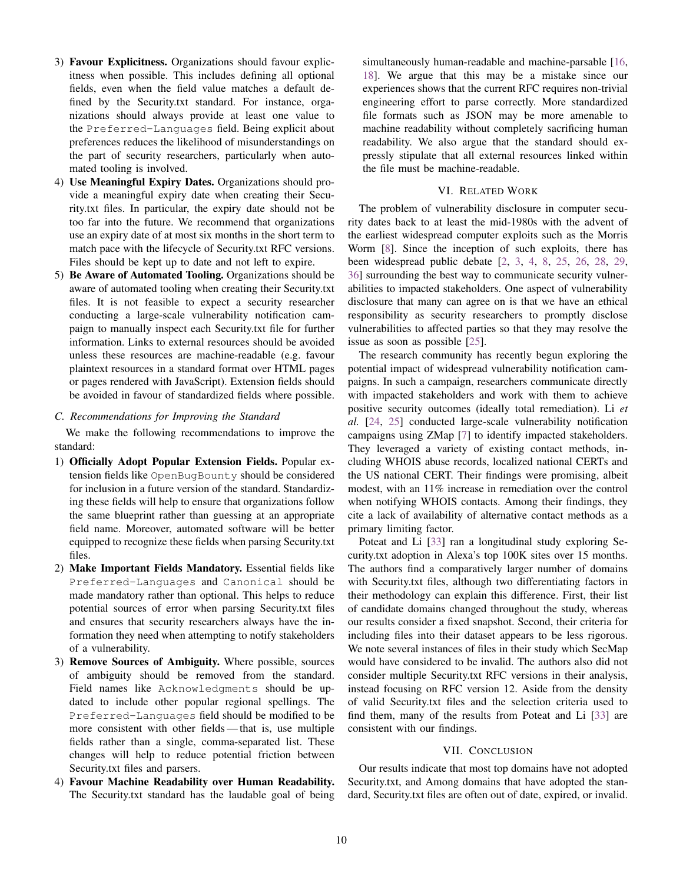3) **Favour Explicitness.** Organizations should favour explicitness when possible. This includes defining all optional fields, even when the field value matches a default defined by the Security.txt standard. For instance, organizations should always provide at least one value to the `Preferred-Languages` field. Being explicit about preferences reduces the likelihood of misunderstandings on the part of security researchers, particularly when automated tooling is involved.
4) **Use Meaningful Expiry Dates.** Organizations should provide a meaningful expiry date when creating their Security.txt files. In particular, the expiry date should not be too far into the future. We recommend that organizations use an expiry date of at most six months in the short term to match pace with the lifecycle of Security.txt RFC versions. Files should be kept up to date and not left to expire.
5) **Be Aware of Automated Tooling.** Organizations should be aware of automated tooling when creating their Security.txt files. It is not feasible to expect a security researcher conducting a large-scale vulnerability notification campaign to manually inspect each Security.txt file for further information. Links to external resources should be avoided unless these resources are machine-readable (e.g. favour plaintext resources in a standard format over HTML pages or pages rendered with JavaScript). Extension fields should be avoided in favour of standardized fields where possible.

### C. Recommendations for Improving the Standard

We make the following recommendations to improve the standard:

1) **Officially Adopt Popular Extension Fields.** Popular extension fields like `OpenBugBounty` should be considered for inclusion in a future version of the standard. Standardizing these fields will help to ensure that organizations follow the same blueprint rather than guessing at an appropriate field name. Moreover, automated software will be better equipped to recognize these fields when parsing Security.txt files.
2) **Make Important Fields Mandatory.** Essential fields like `Preferred-Languages` and `Canonical` should be made mandatory rather than optional. This helps to reduce potential sources of error when parsing Security.txt files and ensures that security researchers always have the information they need when attempting to notify stakeholders of a vulnerability.
3) **Remove Sources of Ambiguity.** Where possible, sources of ambiguity should be removed from the standard. Field names like `Acknowledgments` should be updated to include other popular regional spellings. The `Preferred-Languages` field should be modified to be more consistent with other fields — that is, use multiple fields rather than a single, comma-separated list. These changes will help to reduce potential friction between Security.txt files and parsers.
4) **Favour Machine Readability over Human Readability.** The Security.txt standard has the laudable goal of being simultaneously human-readable and machine-parsable [16, 18]. We argue that this may be a mistake since our experiences shows that the current RFC requires non-trivial engineering effort to parse correctly. More standardized file formats such as JSON may be more amenable to machine readability without completely sacrificing human readability. We also argue that the standard should expressly stipulate that all external resources linked within the file must be machine-readable.

## VI. Related Work

The problem of vulnerability disclosure in computer security dates back to at least the mid-1980s with the advent of the earliest widespread computer exploits such as the Morris Worm [8]. Since the inception of such exploits, there has been widespread public debate [2, 3, 4, 8, 25, 26, 28, 29, 36] surrounding the best way to communicate security vulnerabilities to impacted stakeholders. One aspect of vulnerability disclosure that many can agree on is that we have an ethical responsibility as security researchers to promptly disclose vulnerabilities to affected parties so that they may resolve the issue as soon as possible [25].

The research community has recently begun exploring the potential impact of widespread vulnerability notification campaigns. In such a campaign, researchers communicate directly with impacted stakeholders and work with them to achieve positive security outcomes (ideally total remediation). Li *et al.* [24, 25] conducted large-scale vulnerability notification campaigns using ZMap [7] to identify impacted stakeholders. They leveraged a variety of existing contact methods, including WHOIS abuse records, localized national CERTs and the US national CERT. Their findings were promising, albeit modest, with an 11% increase in remediation over the control when notifying WHOIS contacts. Among their findings, they cite a lack of availability of alternative contact methods as a primary limiting factor.

Poteat and Li [33] ran a longitudinal study exploring Security.txt adoption in Alexa's top 100K sites over 15 months. The authors find a comparatively larger number of domains with Security.txt files, although two differentiating factors in their methodology can explain this difference. First, their list of candidate domains changed throughout the study, whereas our results consider a fixed snapshot. Second, their criteria for including files into their dataset appears to be less rigorous. We note several instances of files in their study which SecMap would have considered to be invalid. The authors also did not consider multiple Security.txt RFC versions in their analysis, instead focusing on RFC version 12. Aside from the density of valid Security.txt files and the selection criteria used to find them, many of the results from Poteat and Li [33] are consistent with our findings.

## VII. Conclusion

Our results indicate that most top domains have not adopted Security.txt, and Among domains that have adopted the standard, Security.txt files are often out of date, expired, or invalid.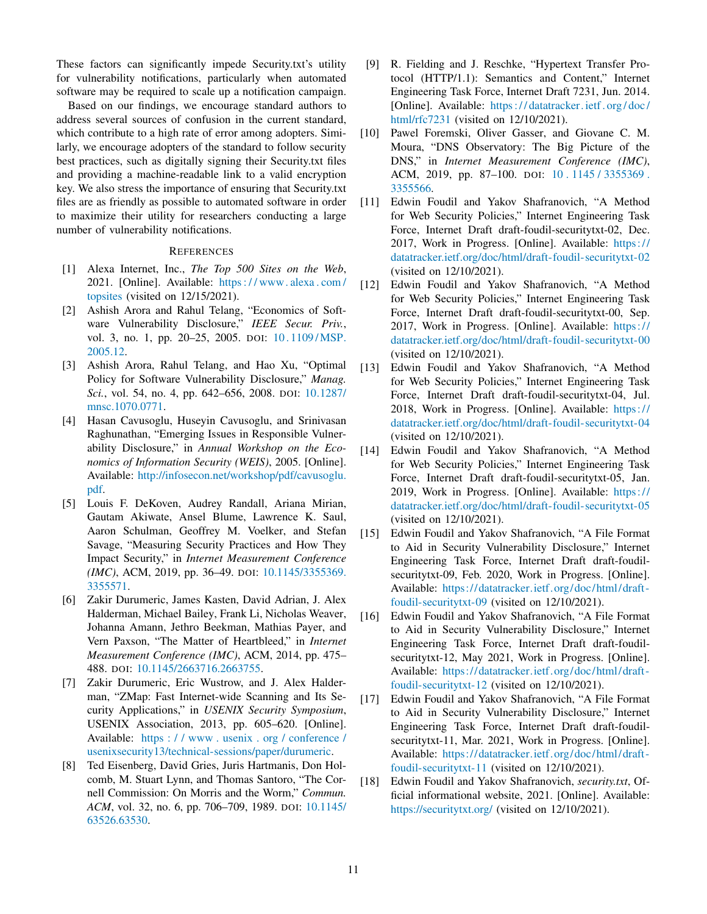These factors can significantly impede Security.txt's utility for vulnerability notifications, particularly when automated software may be required to scale up a notification campaign.

Based on our findings, we encourage standard authors to address several sources of confusion in the current standard, which contribute to a high rate of error among adopters. Similarly, we encourage adopters of the standard to follow security best practices, such as digitally signing their Security.txt files and providing a machine-readable link to a valid encryption key. We also stress the importance of ensuring that Security.txt files are as friendly as possible to automated software in order to maximize their utility for researchers conducting a large number of vulnerability notifications.

## References

[1] Alexa Internet, Inc., *The Top 500 Sites on the Web*, 2021. [Online]. Available: https://www.alexa.com/topsites (visited on 12/15/2021).

[2] Ashish Arora and Rahul Telang, "Economics of Software Vulnerability Disclosure," *IEEE Secur. Priv.*, vol. 3, no. 1, pp. 20–25, 2005. DOI: 10.1109/MSP.2005.12.

[3] Ashish Arora, Rahul Telang, and Hao Xu, "Optimal Policy for Software Vulnerability Disclosure," *Manag. Sci.*, vol. 54, no. 4, pp. 642–656, 2008. DOI: 10.1287/mnsc.1070.0771.

[4] Hasan Cavusoglu, Huseyin Cavusoglu, and Srinivasan Raghunathan, "Emerging Issues in Responsible Vulnerability Disclosure," in *Annual Workshop on the Economics of Information Security (WEIS)*, 2005. [Online]. Available: http://infosecon.net/workshop/pdf/cavusoglu.pdf.

[5] Louis F. DeKoven, Audrey Randall, Ariana Mirian, Gautam Akiwate, Ansel Blume, Lawrence K. Saul, Aaron Schulman, Geoffrey M. Voelker, and Stefan Savage, "Measuring Security Practices and How They Impact Security," in *Internet Measurement Conference (IMC)*, ACM, 2019, pp. 36–49. DOI: 10.1145/3355369.3355571.

[6] Zakir Durumeric, James Kasten, David Adrian, J. Alex Halderman, Michael Bailey, Frank Li, Nicholas Weaver, Johanna Amann, Jethro Beekman, Mathias Payer, and Vern Paxson, "The Matter of Heartbleed," in *Internet Measurement Conference (IMC)*, ACM, 2014, pp. 475–488. DOI: 10.1145/2663716.2663755.

[7] Zakir Durumeric, Eric Wustrow, and J. Alex Halderman, "ZMap: Fast Internet-wide Scanning and Its Security Applications," in *USENIX Security Symposium*, USENIX Association, 2013, pp. 605–620. [Online]. Available: https://www.usenix.org/conference/usenixsecurity13/technical-sessions/paper/durumeric.

[8] Ted Eisenberg, David Gries, Juris Hartmanis, Don Holcomb, M. Stuart Lynn, and Thomas Santoro, "The Cornell Commission: On Morris and the Worm," *Commun. ACM*, vol. 32, no. 6, pp. 706–709, 1989. DOI: 10.1145/63526.63530.

[9] R. Fielding and J. Reschke, "Hypertext Transfer Protocol (HTTP/1.1): Semantics and Content," Internet Engineering Task Force, Internet Draft 7231, Jun. 2014. [Online]. Available: https://datatracker.ietf.org/doc/html/rfc7231 (visited on 12/10/2021).

[10] Pawel Foremski, Oliver Gasser, and Giovane C. M. Moura, "DNS Observatory: The Big Picture of the DNS," in *Internet Measurement Conference (IMC)*, ACM, 2019, pp. 87–100. DOI: 10.1145/3355369.3355566.

[11] Edwin Foudil and Yakov Shafranovich, "A Method for Web Security Policies," Internet Engineering Task Force, Internet Draft draft-foudil-securitytxt-02, Dec. 2017, Work in Progress. [Online]. Available: https://datatracker.ietf.org/doc/html/draft-foudil-securitytxt-02 (visited on 12/10/2021).

[12] Edwin Foudil and Yakov Shafranovich, "A Method for Web Security Policies," Internet Engineering Task Force, Internet Draft draft-foudil-securitytxt-00, Sep. 2017, Work in Progress. [Online]. Available: https://datatracker.ietf.org/doc/html/draft-foudil-securitytxt-00 (visited on 12/10/2021).

[13] Edwin Foudil and Yakov Shafranovich, "A Method for Web Security Policies," Internet Engineering Task Force, Internet Draft draft-foudil-securitytxt-04, Jul. 2018, Work in Progress. [Online]. Available: https://datatracker.ietf.org/doc/html/draft-foudil-securitytxt-04 (visited on 12/10/2021).

[14] Edwin Foudil and Yakov Shafranovich, "A Method for Web Security Policies," Internet Engineering Task Force, Internet Draft draft-foudil-securitytxt-05, Jan. 2019, Work in Progress. [Online]. Available: https://datatracker.ietf.org/doc/html/draft-foudil-securitytxt-05 (visited on 12/10/2021).

[15] Edwin Foudil and Yakov Shafranovich, "A File Format to Aid in Security Vulnerability Disclosure," Internet Engineering Task Force, Internet Draft draft-foudil-securitytxt-09, Feb. 2020, Work in Progress. [Online]. Available: https://datatracker.ietf.org/doc/html/draft-foudil-securitytxt-09 (visited on 12/10/2021).

[16] Edwin Foudil and Yakov Shafranovich, "A File Format to Aid in Security Vulnerability Disclosure," Internet Engineering Task Force, Internet Draft draft-foudil-securitytxt-12, May 2021, Work in Progress. [Online]. Available: https://datatracker.ietf.org/doc/html/draft-foudil-securitytxt-12 (visited on 12/10/2021).

[17] Edwin Foudil and Yakov Shafranovich, "A File Format to Aid in Security Vulnerability Disclosure," Internet Engineering Task Force, Internet Draft draft-foudil-securitytxt-11, Mar. 2021, Work in Progress. [Online]. Available: https://datatracker.ietf.org/doc/html/draft-foudil-securitytxt-11 (visited on 12/10/2021).

[18] Edwin Foudil and Yakov Shafranovich, *security.txt*, Official informational website, 2021. [Online]. Available: https://securitytxt.org/ (visited on 12/10/2021).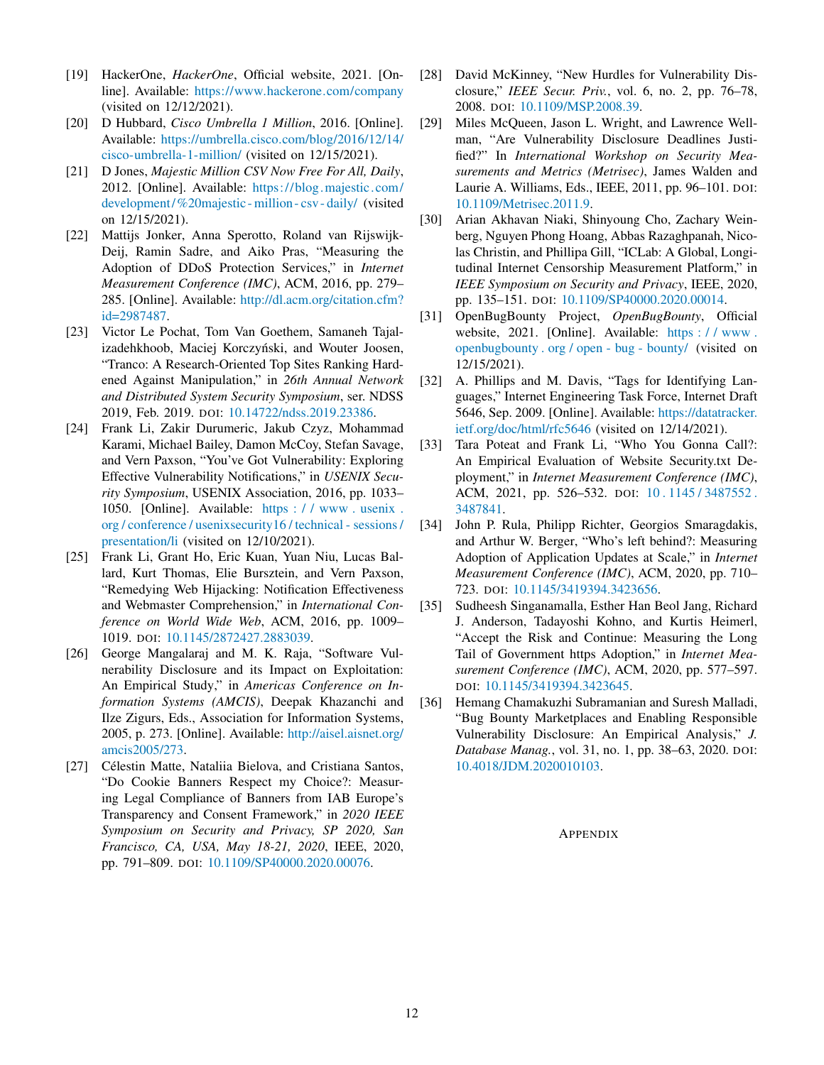[19] HackerOne, *HackerOne*, Official website, 2021. [Online]. Available: https://www.hackerone.com/company (visited on 12/12/2021).

[20] D Hubbard, *Cisco Umbrella 1 Million*, 2016. [Online]. Available: https://umbrella.cisco.com/blog/2016/12/14/cisco-umbrella-1-million/ (visited on 12/15/2021).

[21] D Jones, *Majestic Million CSV Now Free For All, Daily*, 2012. [Online]. Available: https://blog.majestic.com/development/%20majestic-million-csv-daily/ (visited on 12/15/2021).

[22] Mattijs Jonker, Anna Sperotto, Roland van Rijswijk-Deij, Ramin Sadre, and Aiko Pras, "Measuring the Adoption of DDoS Protection Services," in *Internet Measurement Conference (IMC)*, ACM, 2016, pp. 279–285. [Online]. Available: http://dl.acm.org/citation.cfm?id=2987487.

[23] Victor Le Pochat, Tom Van Goethem, Samaneh Tajalizadehkhoob, Maciej Korczyński, and Wouter Joosen, "Tranco: A Research-Oriented Top Sites Ranking Hardened Against Manipulation," in *26th Annual Network and Distributed System Security Symposium*, ser. NDSS 2019, Feb. 2019. DOI: 10.14722/ndss.2019.23386.

[24] Frank Li, Zakir Durumeric, Jakub Czyz, Mohammad Karami, Michael Bailey, Damon McCoy, Stefan Savage, and Vern Paxson, "You've Got Vulnerability: Exploring Effective Vulnerability Notifications," in *USENIX Security Symposium*, USENIX Association, 2016, pp. 1033–1050. [Online]. Available: https://www.usenix.org/conference/usenixsecurity16/technical-sessions/presentation/li (visited on 12/10/2021).

[25] Frank Li, Grant Ho, Eric Kuan, Yuan Niu, Lucas Ballard, Kurt Thomas, Elie Bursztein, and Vern Paxson, "Remedying Web Hijacking: Notification Effectiveness and Webmaster Comprehension," in *International Conference on World Wide Web*, ACM, 2016, pp. 1009–1019. DOI: 10.1145/2872427.2883039.

[26] George Mangalaraj and M. K. Raja, "Software Vulnerability Disclosure and its Impact on Exploitation: An Empirical Study," in *Americas Conference on Information Systems (AMCIS)*, Deepak Khazanchi and Ilze Zigurs, Eds., Association for Information Systems, 2005, p. 273. [Online]. Available: http://aisel.aisnet.org/amcis2005/273.

[27] Célestin Matte, Nataliia Bielova, and Cristiana Santos, "Do Cookie Banners Respect my Choice?: Measuring Legal Compliance of Banners from IAB Europe's Transparency and Consent Framework," in *2020 IEEE Symposium on Security and Privacy, SP 2020, San Francisco, CA, USA, May 18-21, 2020*, IEEE, 2020, pp. 791–809. DOI: 10.1109/SP40000.2020.00076.

[28] David McKinney, "New Hurdles for Vulnerability Disclosure," *IEEE Secur. Priv.*, vol. 6, no. 2, pp. 76–78, 2008. DOI: 10.1109/MSP.2008.39.

[29] Miles McQueen, Jason L. Wright, and Lawrence Wellman, "Are Vulnerability Disclosure Deadlines Justified?" In *International Workshop on Security Measurements and Metrics (Metrisec)*, James Walden and Laurie A. Williams, Eds., IEEE, 2011, pp. 96–101. DOI: 10.1109/Metrisec.2011.9.

[30] Arian Akhavan Niaki, Shinyoung Cho, Zachary Weinberg, Nguyen Phong Hoang, Abbas Razaghpanah, Nicolas Christin, and Phillipa Gill, "ICLab: A Global, Longitudinal Internet Censorship Measurement Platform," in *IEEE Symposium on Security and Privacy*, IEEE, 2020, pp. 135–151. DOI: 10.1109/SP40000.2020.00014.

[31] OpenBugBounty Project, *OpenBugBounty*, Official website, 2021. [Online]. Available: https://www.openbugbounty.org/open-bug-bounty/ (visited on 12/15/2021).

[32] A. Phillips and M. Davis, "Tags for Identifying Languages," Internet Engineering Task Force, Internet Draft 5646, Sep. 2009. [Online]. Available: https://datatracker.ietf.org/doc/html/rfc5646 (visited on 12/14/2021).

[33] Tara Poteat and Frank Li, "Who You Gonna Call?: An Empirical Evaluation of Website Security.txt Deployment," in *Internet Measurement Conference (IMC)*, ACM, 2021, pp. 526–532. DOI: 10.1145/3487552.3487841.

[34] John P. Rula, Philipp Richter, Georgios Smaragdakis, and Arthur W. Berger, "Who's left behind?: Measuring Adoption of Application Updates at Scale," in *Internet Measurement Conference (IMC)*, ACM, 2020, pp. 710–723. DOI: 10.1145/3419394.3423656.

[35] Sudheesh Singanamalla, Esther Han Beol Jang, Richard J. Anderson, Tadayoshi Kohno, and Kurtis Heimerl, "Accept the Risk and Continue: Measuring the Long Tail of Government https Adoption," in *Internet Measurement Conference (IMC)*, ACM, 2020, pp. 577–597. DOI: 10.1145/3419394.3423645.

[36] Hemang Chamakuzhi Subramanian and Suresh Malladi, "Bug Bounty Marketplaces and Enabling Responsible Vulnerability Disclosure: An Empirical Analysis," *J. Database Manag.*, vol. 31, no. 1, pp. 38–63, 2020. DOI: 10.4018/JDM.2020010103.

# Appendix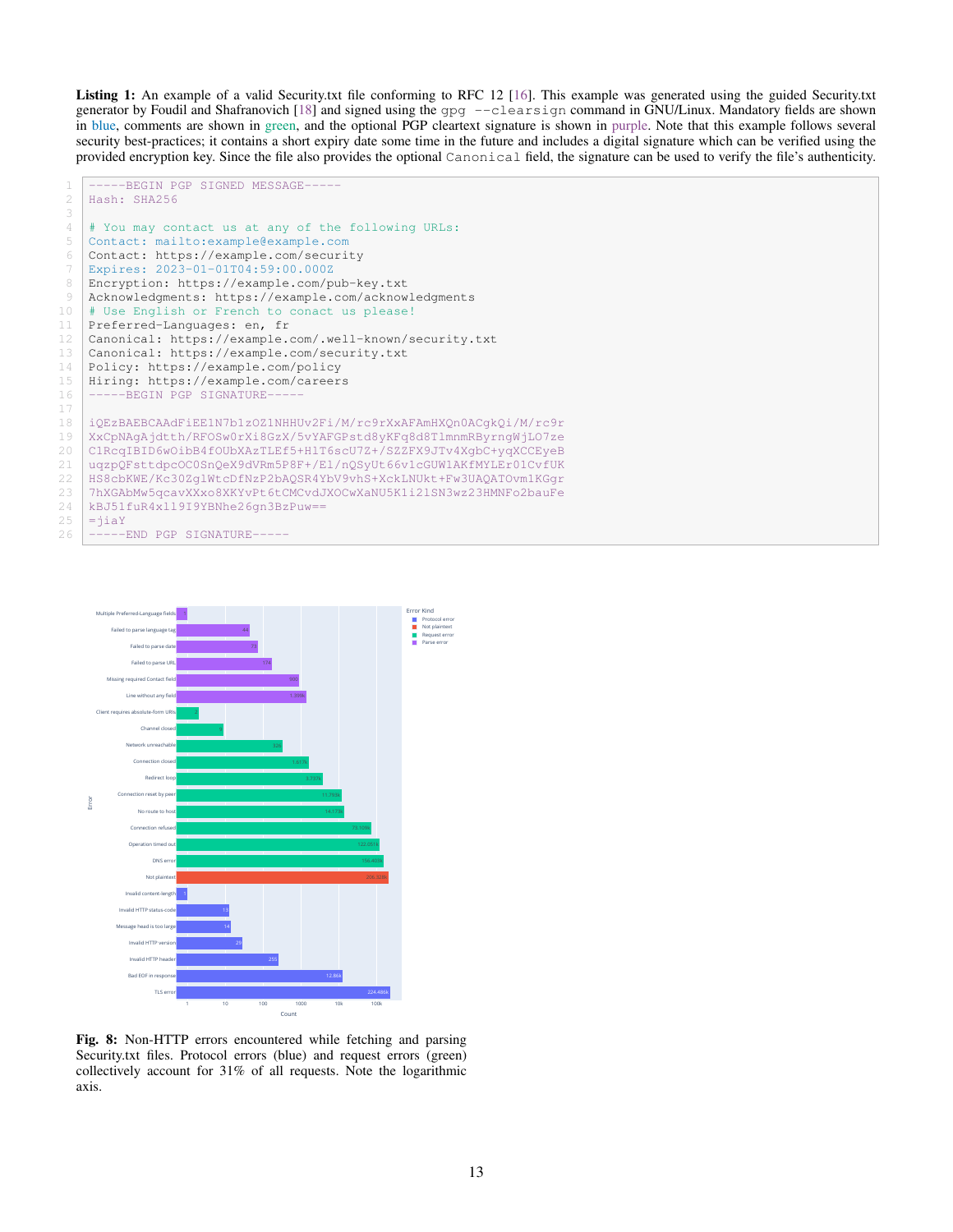**Listing 1:** An example of a valid Security.txt file conforming to RFC 12 [16]. This example was generated using the guided Security.txt generator by Foudil and Shafranovich [18] and signed using the `gpg --clearsign` command in GNU/Linux. Mandatory fields are shown in blue, comments are shown in green, and the optional PGP cleartext signature is shown in purple. Note that this example follows several security best-practices; it contains a short expiry date some time in the future and includes a digital signature which can be verified using the provided encryption key. Since the file also provides the optional `Canonical` field, the signature can be used to verify the file's authenticity.

```
-----BEGIN PGP SIGNED MESSAGE-----
Hash: SHA256

# You may contact us at any of the following URLs:
Contact: mailto:example@example.com
Contact: https://example.com/security
Expires: 2023-01-01T04:59:00.000Z
Encryption: https://example.com/pub-key.txt
Acknowledgments: https://example.com/acknowledgments
# Use English or French to conact us please!
Preferred-Languages: en, fr
Canonical: https://example.com/.well-known/security.txt
Canonical: https://example.com/security.txt
Policy: https://example.com/policy
Hiring: https://example.com/careers
-----BEGIN PGP SIGNATURE-----

iQEzBAEBCAAdFiEE1N7b1zOZ1NHHUv2Fi/M/rc9rXxAFAmHXQn0ACgkQi/M/rc9r
XxCpNAgAjdtth/RFOSw0rXi8GzX/5vYAFGPstd8yKFq8d8TlmnmRByrngWjLO7ze
C1RcqIBID6wOibB4fOUbXAzTLEf5+H1T6scU7Z+/SZZFX9JTv4XgbC+yqXCCEyeB
uqzpQFsttdpcOC0SnQeX9dVRm5P8F+/El/nQSyUt66v1cGUW1AKfMYLEr01CvfUK
HS8cbKWE/Kc30ZglWtcDfNzP2bAQSR4YbV9vhS+XckLNUkt+Fw3UAQATOvm1KGgr
7hXGAbMw5qcavXXxo8XKYvPt6tCMCvdJXOCwXaNU5K1i2lSN3wz23HMNFo2bauFe
kBJ51fuR4x1l9I9YBNhe26gn3BzPuw==
=jiaY
-----END PGP SIGNATURE-----
```

Error Kind
Protocol error
Not plaintext
Request error
Parse error

Error

Multiple Preferred-Language fields
Failed to parse language tag
Failed to parse date
Failed to parse URL
Missing required Contact field
Line without any field
Client requires absolute-form URIs
Channel closed
Network unreachable
Connection closed
Redirect loop
Connection reset by peer
No route to host
Connection refused
Operation timed out
DNS error
Not plaintext
Invalid content-length
Invalid HTTP status-code
Message head is too large
Invalid HTTP version
Invalid HTTP header
Bad EOF in response
TLS error

1
44
73
174
900
1.399k
2
9
326
1.617k
3.737k
11.793k
14.173k
73.109k
122.051k
156.403k
209.328k
1
13
14
29
255
12.86k
224.486k

1 10 100 1000 10k 100k
Count

**Fig. 8:** Non-HTTP errors encountered while fetching and parsing Security.txt files. Protocol errors (blue) and request errors (green) collectively account for 31% of all requests. Note the logarithmic axis.